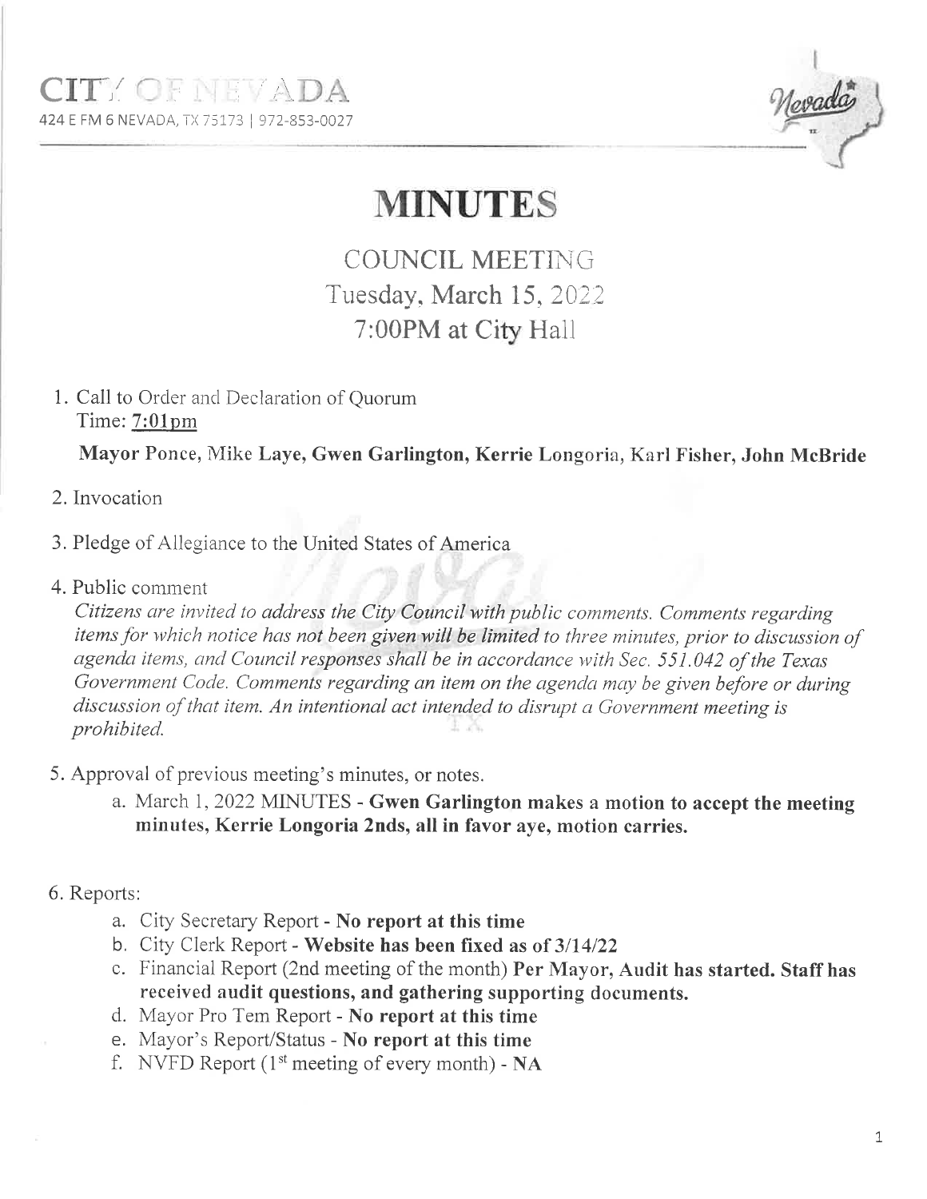CITY OF NEVADA

424 E FM 6 NEVADA, TX 75173 | 972-853-0027

# MINUTES

## COUNCIL MEETING
## Tuesday, March 15, 2022
## 7:00PM at City Hall

1. Call to Order and Declaration of Quorum
   Time: 7:01pm

   **Mayor Ponce, Mike Laye, Gwen Garlington, Kerrie Longoria, Karl Fisher, John McBride**

2. Invocation

3. Pledge of Allegiance to the United States of America

4. Public comment
   *Citizens are invited to address the City Council with public comments. Comments regarding items for which notice has not been given will be limited to three minutes, prior to discussion of agenda items, and Council responses shall be in accordance with Sec. 551.042 of the Texas Government Code. Comments regarding an item on the agenda may be given before or during discussion of that item. An intentional act intended to disrupt a Government meeting is prohibited.*

5. Approval of previous meeting's minutes, or notes.
   a. March 1, 2022 MINUTES - **Gwen Garlington makes a motion to accept the meeting minutes, Kerrie Longoria 2nds, all in favor aye, motion carries.**

6. Reports:
   a. City Secretary Report - **No report at this time**
   b. City Clerk Report - **Website has been fixed as of 3/14/22**
   c. Financial Report (2nd meeting of the month) **Per Mayor, Audit has started. Staff has received audit questions, and gathering supporting documents.**
   d. Mayor Pro Tem Report - **No report at this time**
   e. Mayor's Report/Status - **No report at this time**
   f. NVFD Report (1st meeting of every month) - **NA**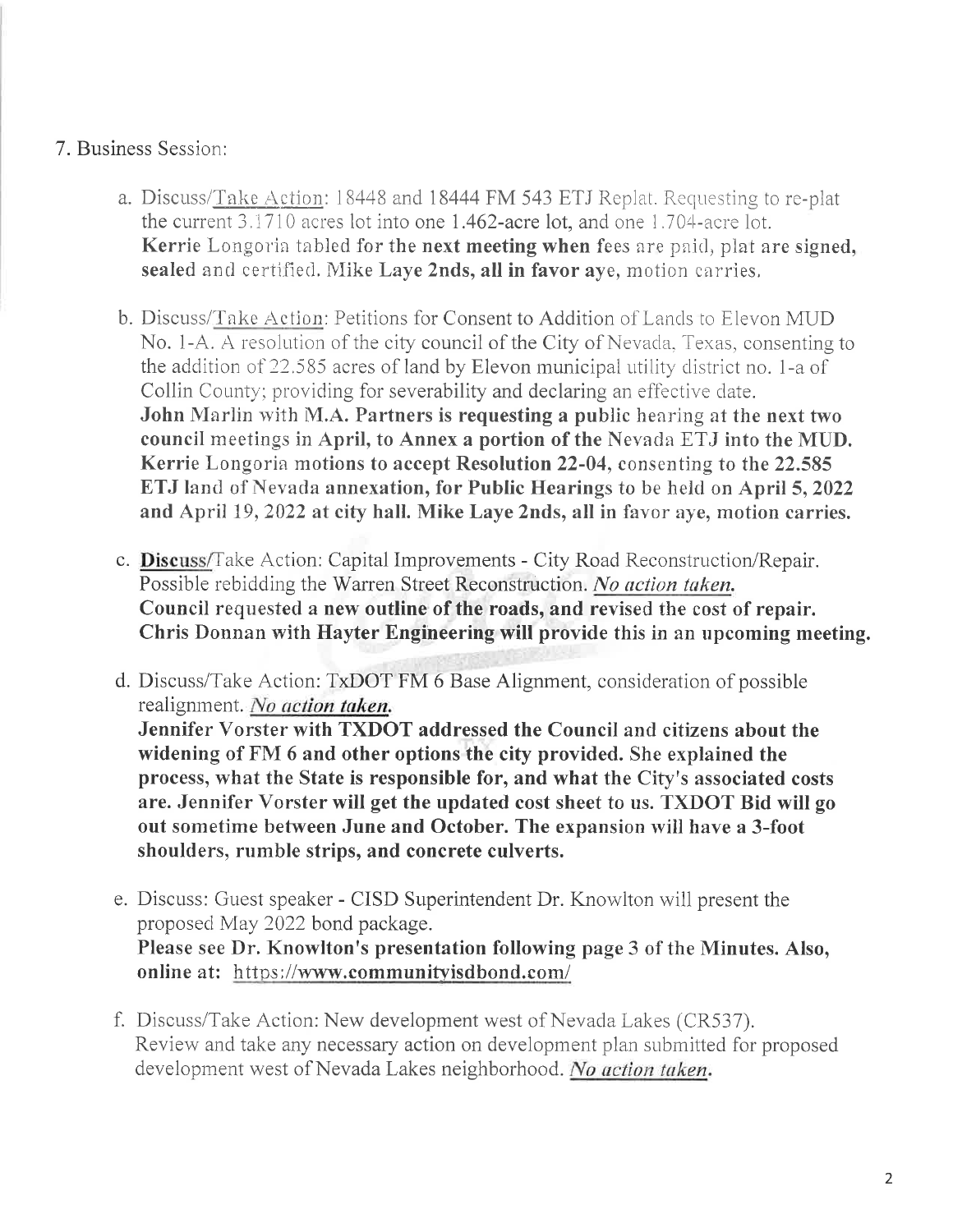7. Business Session:

   a. Discuss/Take Action: 18448 and 18444 FM 543 ETJ Replat. Requesting to re-plat the current 3.1710 acres lot into one 1.462-acre lot, and one 1.704-acre lot.
   **Kerrie Longoria tabled for the next meeting when fees are paid, plat are signed, sealed and certified. Mike Laye 2nds, all in favor aye, motion carries.**

   b. Discuss/Take Action: Petitions for Consent to Addition of Lands to Elevon MUD No. 1-A. A resolution of the city council of the City of Nevada, Texas, consenting to the addition of 22.585 acres of land by Elevon municipal utility district no. 1-a of Collin County; providing for severability and declaring an effective date.
   **John Marlin with M.A. Partners is requesting a public hearing at the next two council meetings in April, to Annex a portion of the Nevada ETJ into the MUD. Kerrie Longoria motions to accept Resolution 22-04, consenting to the 22.585 ETJ land of Nevada annexation, for Public Hearings to be held on April 5, 2022 and April 19, 2022 at city hall. Mike Laye 2nds, all in favor aye, motion carries.**

   c. **Discuss**/Take Action: Capital Improvements - City Road Reconstruction/Repair. Possible rebidding the Warren Street Reconstruction. ***No action taken.***
   **Council requested a new outline of the roads, and revised the cost of repair. Chris Donnan with Hayter Engineering will provide this in an upcoming meeting.**

   d. Discuss/Take Action: TxDOT FM 6 Base Alignment, consideration of possible realignment. ***No action taken.***
   **Jennifer Vorster with TXDOT addressed the Council and citizens about the widening of FM 6 and other options the city provided. She explained the process, what the State is responsible for, and what the City's associated costs are. Jennifer Vorster will get the updated cost sheet to us. TXDOT Bid will go out sometime between June and October. The expansion will have a 3-foot shoulders, rumble strips, and concrete culverts.**

   e. Discuss: Guest speaker - CISD Superintendent Dr. Knowlton will present the proposed May 2022 bond package.
   **Please see Dr. Knowlton's presentation following page 3 of the Minutes. Also, online at: https://www.communityisdbond.com/**

   f. Discuss/Take Action: New development west of Nevada Lakes (CR537). Review and take any necessary action on development plan submitted for proposed development west of Nevada Lakes neighborhood. ***No action taken.***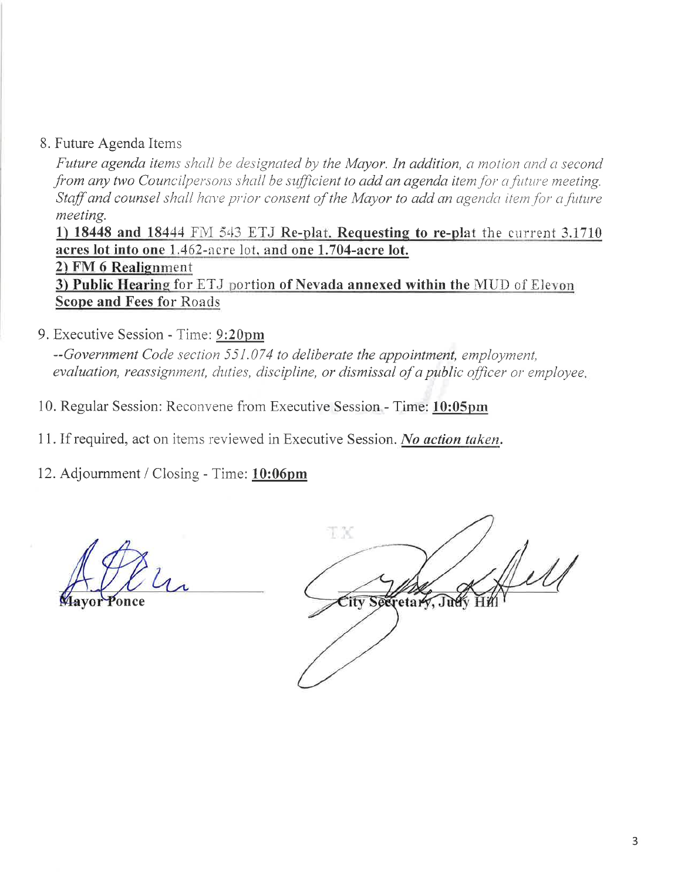8. Future Agenda Items

   *Future agenda items shall be designated by the Mayor. In addition, a motion and a second from any two Councilpersons shall be sufficient to add an agenda item for a future meeting. Staff and counsel shall have prior consent of the Mayor to add an agenda item for a future meeting.*

   **1) 18448 and 18444 FM 543 ETJ Re-plat. Requesting to re-plat the current 3.1710 acres lot into one 1.462-acre lot, and one 1.704-acre lot.**

   **2) FM 6 Realignment**

   **3) Public Hearing for ETJ portion of Nevada annexed within the MUD of Elevon Scope and Fees for Roads**

9. Executive Session - Time: **9:20pm**

   *--Government Code section 551.074 to deliberate the appointment, employment, evaluation, reassignment, duties, discipline, or dismissal of a public officer or employee.*

10. Regular Session: Reconvene from Executive Session - Time: **10:05pm**

11. If required, act on items reviewed in Executive Session. ***No action taken.***

12. Adjournment / Closing - Time: **10:06pm**

Mayor Ponce

City Secretary, Judy Hill